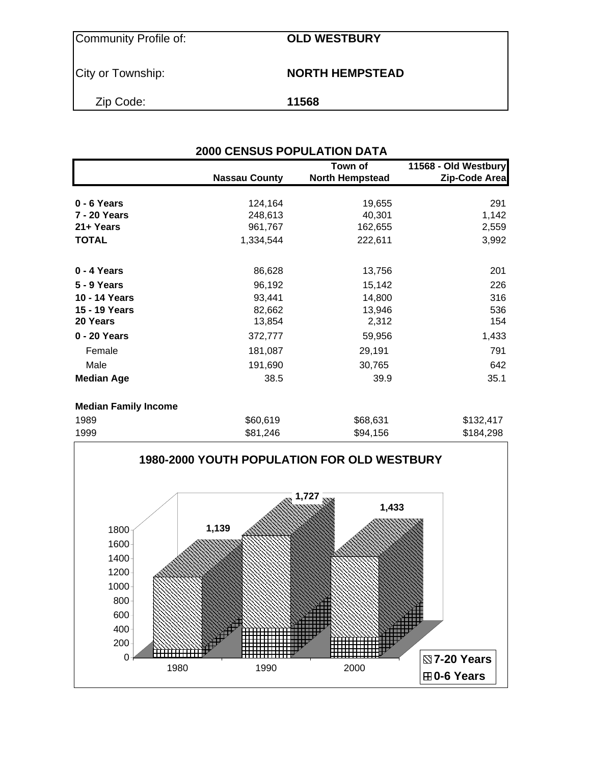| | |
|---|---|
| Community Profile of: | **OLD WESTBURY** |
| City or Township: | **NORTH HEMPSTEAD** |
| Zip Code: | **11568** |

## 2000 CENSUS POPULATION DATA

| | Nassau County | Town of North Hempstead | 11568 - Old Westbury Zip-Code Area |
|---|---|---|---|
| **0 - 6 Years** | 124,164 | 19,655 | 291 |
| **7 - 20 Years** | 248,613 | 40,301 | 1,142 |
| **21+ Years** | 961,767 | 162,655 | 2,559 |
| **TOTAL** | 1,334,544 | 222,611 | 3,992 |
| **0 - 4 Years** | 86,628 | 13,756 | 201 |
| **5 - 9 Years** | 96,192 | 15,142 | 226 |
| **10 - 14 Years** | 93,441 | 14,800 | 316 |
| **15 - 19 Years** | 82,662 | 13,946 | 536 |
| **20 Years** | 13,854 | 2,312 | 154 |
| **0 - 20 Years** | 372,777 | 59,956 | 1,433 |
| Female | 181,087 | 29,191 | 791 |
| Male | 191,690 | 30,765 | 642 |
| **Median Age** | 38.5 | 39.9 | 35.1 |
| **Median Family Income** | | | |
| 1989 | $60,619 | $68,631 | $132,417 |
| 1999 | $81,246 | $94,156 | $184,298 |

### 1980-2000 YOUTH POPULATION FOR OLD WESTBURY

| Year | Total (0-20 Years) |
|---|---|
| 1980 | 1,139 |
| 1990 | 1,727 |
| 2000 | 1,433 |

Legend: 7-20 Years; 0-6 Years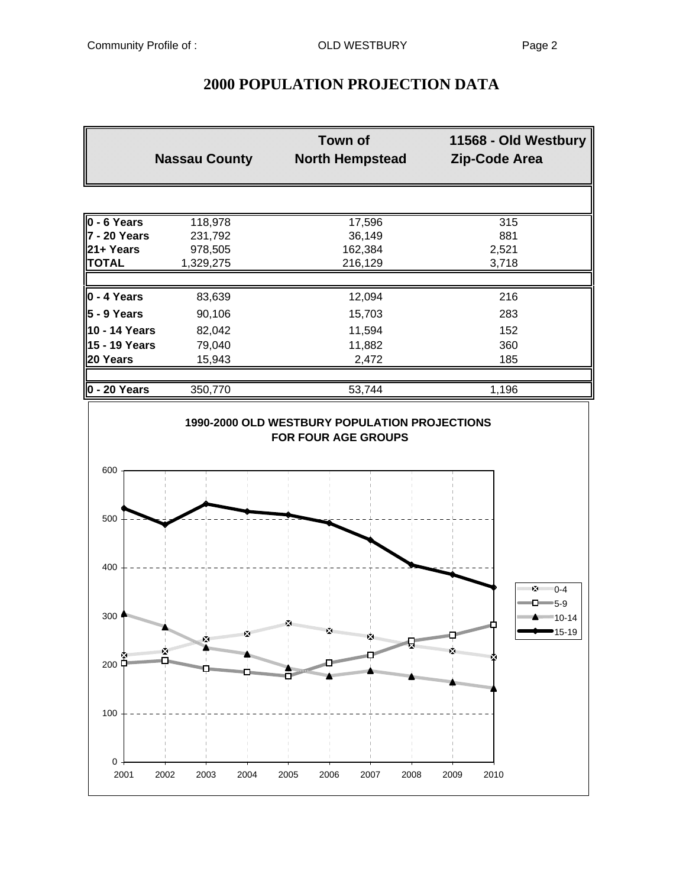# 2000 POPULATION PROJECTION DATA

| | Nassau County | Town of North Hempstead | 11568 - Old Westbury Zip-Code Area |
|---|---|---|---|
| **0 - 6 Years** | 118,978 | 17,596 | 315 |
| **7 - 20 Years** | 231,792 | 36,149 | 881 |
| **21+ Years** | 978,505 | 162,384 | 2,521 |
| **TOTAL** | 1,329,275 | 216,129 | 3,718 |
| | | | |
| **0 - 4 Years** | 83,639 | 12,094 | 216 |
| **5 - 9 Years** | 90,106 | 15,703 | 283 |
| **10 - 14 Years** | 82,042 | 11,594 | 152 |
| **15 - 19 Years** | 79,040 | 11,882 | 360 |
| **20 Years** | 15,943 | 2,472 | 185 |
| | | | |
| **0 - 20 Years** | 350,770 | 53,744 | 1,196 |

**1990-2000 OLD WESTBURY POPULATION PROJECTIONS FOR FOUR AGE GROUPS**

(Line chart, 2001–2010; series: 0-4, 5-9, 10-14, 15-19; y-axis 0–600)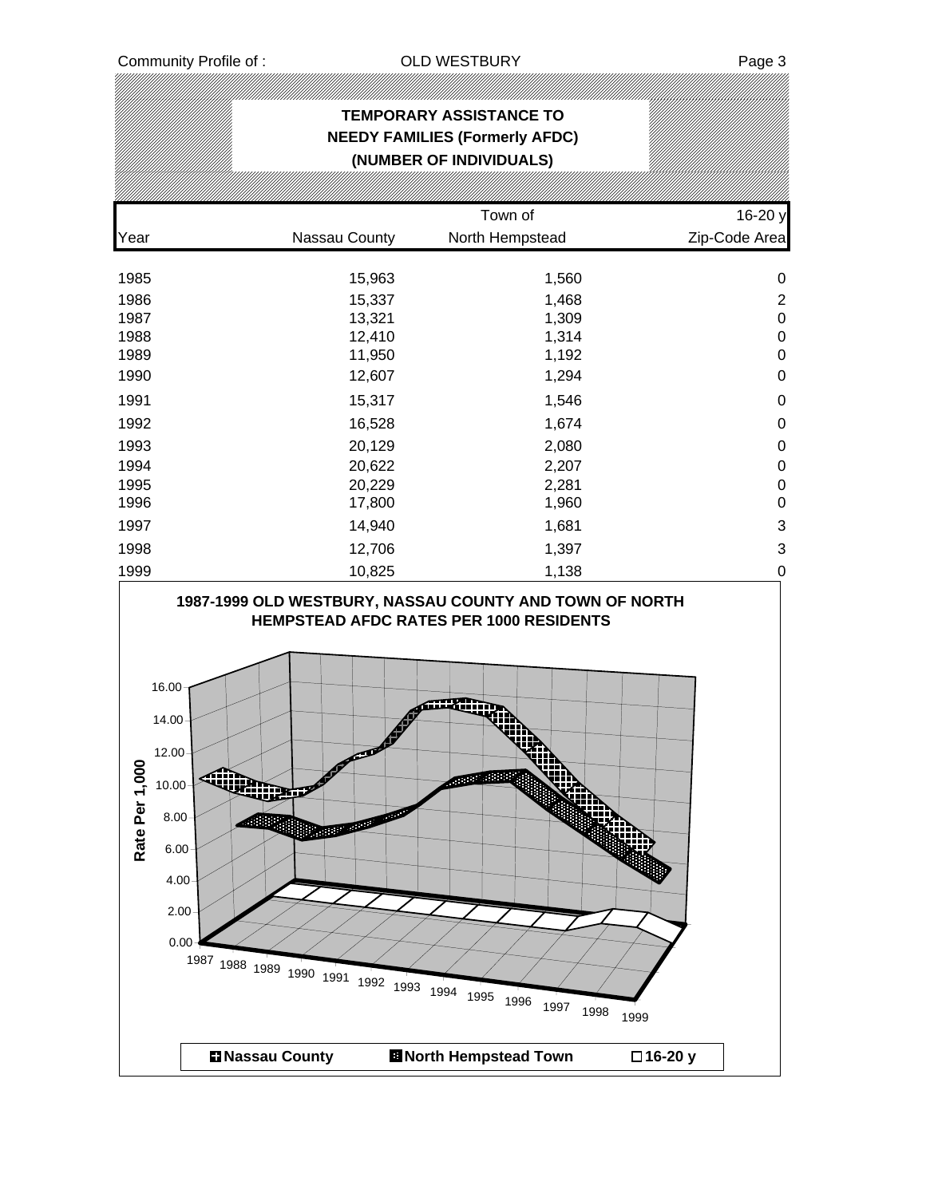# TEMPORARY ASSISTANCE TO NEEDY FAMILIES (Formerly AFDC) (NUMBER OF INDIVIDUALS)

| Year | Nassau County | Town of North Hempstead | 16-20 y Zip-Code Area |
|---|---|---|---|
| 1985 | 15,963 | 1,560 | 0 |
| 1986 | 15,337 | 1,468 | 2 |
| 1987 | 13,321 | 1,309 | 0 |
| 1988 | 12,410 | 1,314 | 0 |
| 1989 | 11,950 | 1,192 | 0 |
| 1990 | 12,607 | 1,294 | 0 |
| 1991 | 15,317 | 1,546 | 0 |
| 1992 | 16,528 | 1,674 | 0 |
| 1993 | 20,129 | 2,080 | 0 |
| 1994 | 20,622 | 2,207 | 0 |
| 1995 | 20,229 | 2,281 | 0 |
| 1996 | 17,800 | 1,960 | 0 |
| 1997 | 14,940 | 1,681 | 3 |
| 1998 | 12,706 | 1,397 | 3 |
| 1999 | 10,825 | 1,138 | 0 |

**1987-1999 OLD WESTBURY, NASSAU COUNTY AND TOWN OF NORTH HEMPSTEAD AFDC RATES PER 1000 RESIDENTS**

Rate Per 1,000: 0.00, 2.00, 4.00, 6.00, 8.00, 10.00, 12.00, 14.00, 16.00

Years: 1987, 1988, 1989, 1990, 1991, 1992, 1993, 1994, 1995, 1996, 1997, 1998, 1999

Legend: Nassau County, North Hempstead Town, 16-20 y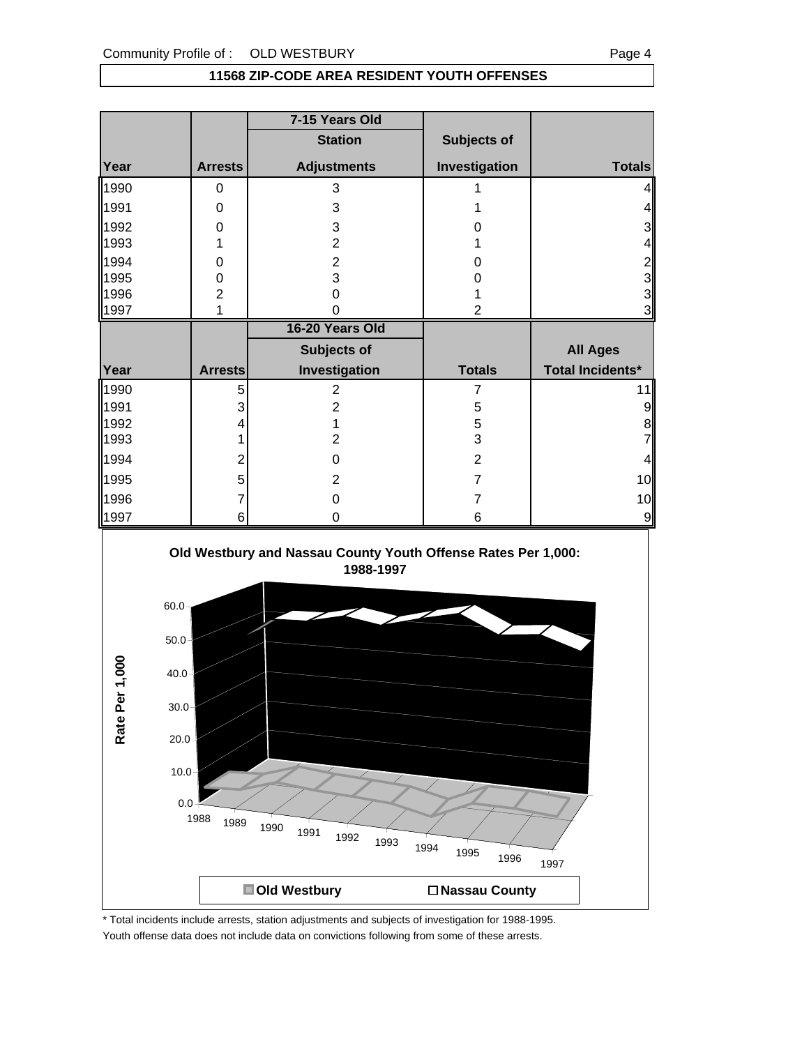## 11568 ZIP-CODE AREA RESIDENT YOUTH OFFENSES

| | | 7-15 Years Old | | |
|---|---|---|---|---|
| | | Station | Subjects of | |
| Year | Arrests | Adjustments | Investigation | Totals |
| 1990 | 0 | 3 | 1 | 4 |
| 1991 | 0 | 3 | 1 | 4 |
| 1992 | 0 | 3 | 0 | 3 |
| 1993 | 1 | 2 | 1 | 4 |
| 1994 | 0 | 2 | 0 | 2 |
| 1995 | 0 | 3 | 0 | 3 |
| 1996 | 2 | 0 | 1 | 3 |
| 1997 | 1 | 0 | 2 | 3 |

| | | 16-20 Years Old | | |
|---|---|---|---|---|
| | | Subjects of | | All Ages |
| Year | Arrests | Investigation | Totals | Total Incidents* |
| 1990 | 5 | 2 | 7 | 11 |
| 1991 | 3 | 2 | 5 | 9 |
| 1992 | 4 | 1 | 5 | 8 |
| 1993 | 1 | 2 | 3 | 7 |
| 1994 | 2 | 0 | 2 | 4 |
| 1995 | 5 | 2 | 7 | 10 |
| 1996 | 7 | 0 | 7 | 10 |
| 1997 | 6 | 0 | 6 | 9 |

**Old Westbury and Nassau County Youth Offense Rates Per 1,000: 1988-1997**

Rate Per 1,000

Old Westbury    Nassau County

\* Total incidents include arrests, station adjustments and subjects of investigation for 1988-1995.

Youth offense data does not include data on convictions following from some of these arrests.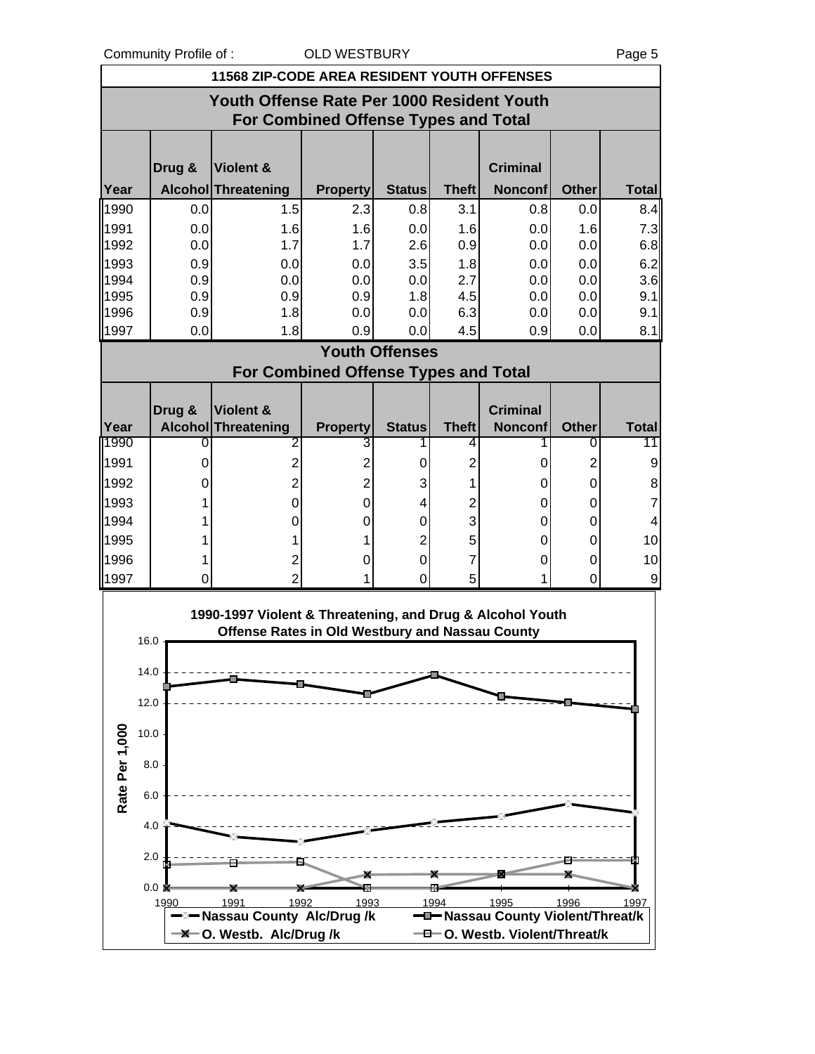Community Profile of : OLD WESTBURY

## 11568 ZIP-CODE AREA RESIDENT YOUTH OFFENSES

### Youth Offense Rate Per 1000 Resident Youth For Combined Offense Types and Total

| Year | Drug & Alcohol | Violent & Threatening | Property | Status | Theft | Criminal Nonconf | Other | Total |
|---|---|---|---|---|---|---|---|---|
| 1990 | 0.0 | 1.5 | 2.3 | 0.8 | 3.1 | 0.8 | 0.0 | 8.4 |
| 1991 | 0.0 | 1.6 | 1.6 | 0.0 | 1.6 | 0.0 | 1.6 | 7.3 |
| 1992 | 0.0 | 1.7 | 1.7 | 2.6 | 0.9 | 0.0 | 0.0 | 6.8 |
| 1993 | 0.9 | 0.0 | 0.0 | 3.5 | 1.8 | 0.0 | 0.0 | 6.2 |
| 1994 | 0.9 | 0.0 | 0.0 | 0.0 | 2.7 | 0.0 | 0.0 | 3.6 |
| 1995 | 0.9 | 0.9 | 0.9 | 1.8 | 4.5 | 0.0 | 0.0 | 9.1 |
| 1996 | 0.9 | 1.8 | 0.0 | 0.0 | 6.3 | 0.0 | 0.0 | 9.1 |
| 1997 | 0.0 | 1.8 | 0.9 | 0.0 | 4.5 | 0.9 | 0.0 | 8.1 |

### Youth Offenses For Combined Offense Types and Total

| Year | Drug & Alcohol | Violent & Threatening | Property | Status | Theft | Criminal Nonconf | Other | Total |
|---|---|---|---|---|---|---|---|---|
| 1990 | 0 | 2 | 3 | 1 | 4 | 1 | 0 | 11 |
| 1991 | 0 | 2 | 2 | 0 | 2 | 0 | 2 | 9 |
| 1992 | 0 | 2 | 2 | 3 | 1 | 0 | 0 | 8 |
| 1993 | 1 | 0 | 0 | 4 | 2 | 0 | 0 | 7 |
| 1994 | 1 | 0 | 0 | 0 | 3 | 0 | 0 | 4 |
| 1995 | 1 | 1 | 1 | 2 | 5 | 0 | 0 | 10 |
| 1996 | 1 | 2 | 0 | 0 | 7 | 0 | 0 | 10 |
| 1997 | 0 | 2 | 1 | 0 | 5 | 1 | 0 | 9 |

**1990-1997 Violent & Threatening, and Drug & Alcohol Youth Offense Rates in Old Westbury and Nassau County**

| Year | Nassau County Alc/Drug /k | Nassau County Violent/Threat/k | O. Westb. Alc/Drug /k | O. Westb. Violent/Threat/k |
|---|---|---|---|---|
| 1990 | 4.2 | 13.1 | 0.0 | 1.5 |
| 1991 | 3.3 | 13.6 | 0.0 | 1.6 |
| 1992 | 3.0 | 13.3 | 0.0 | 1.7 |
| 1993 | 3.7 | 12.6 | 0.9 | 0.0 |
| 1994 | 4.3 | 13.9 | 0.9 | 0.0 |
| 1995 | 4.7 | 12.5 | 0.9 | 0.9 |
| 1996 | 5.5 | 12.1 | 0.9 | 1.8 |
| 1997 | 4.9 | 11.7 | 0.0 | 1.8 |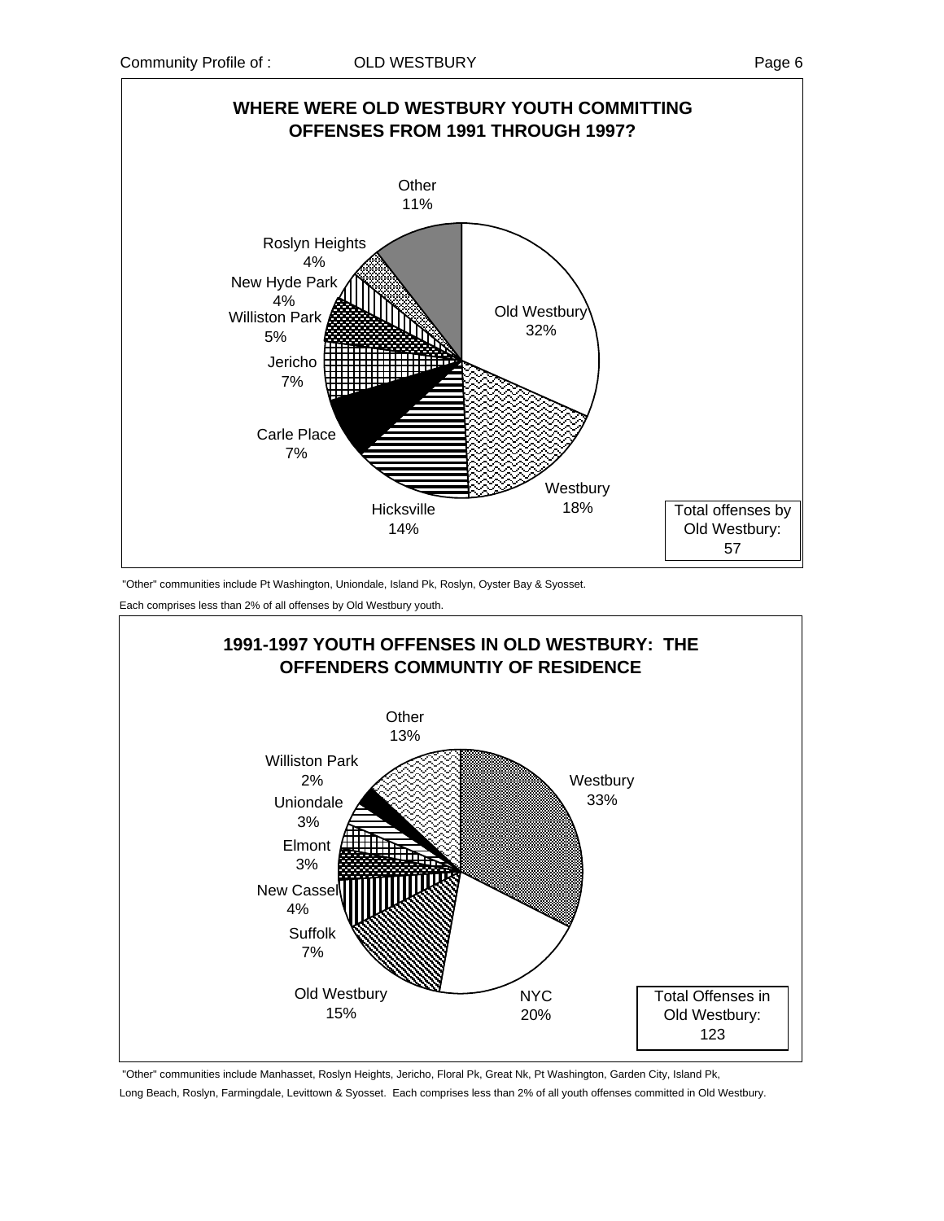## WHERE WERE OLD WESTBURY YOUTH COMMITTING OFFENSES FROM 1991 THROUGH 1997?

| Community | Percent |
|---|---|
| Old Westbury | 32% |
| Westbury | 18% |
| Hicksville | 14% |
| Carle Place | 7% |
| Jericho | 7% |
| Williston Park | 5% |
| New Hyde Park | 4% |
| Roslyn Heights | 4% |
| Other | 11% |

Total offenses by Old Westbury: 57

"Other" communities include Pt Washington, Uniondale, Island Pk, Roslyn, Oyster Bay & Syosset.

Each comprises less than 2% of all offenses by Old Westbury youth.

## 1991-1997 YOUTH OFFENSES IN OLD WESTBURY: THE OFFENDERS COMMUNTIY OF RESIDENCE

| Community | Percent |
|---|---|
| Westbury | 33% |
| NYC | 20% |
| Old Westbury | 15% |
| Suffolk | 7% |
| New Cassel | 4% |
| Elmont | 3% |
| Uniondale | 3% |
| Williston Park | 2% |
| Other | 13% |

Total Offenses in Old Westbury: 123

"Other" communities include Manhasset, Roslyn Heights, Jericho, Floral Pk, Great Nk, Pt Washington, Garden City, Island Pk, Long Beach, Roslyn, Farmingdale, Levittown & Syosset. Each comprises less than 2% of all youth offenses committed in Old Westbury.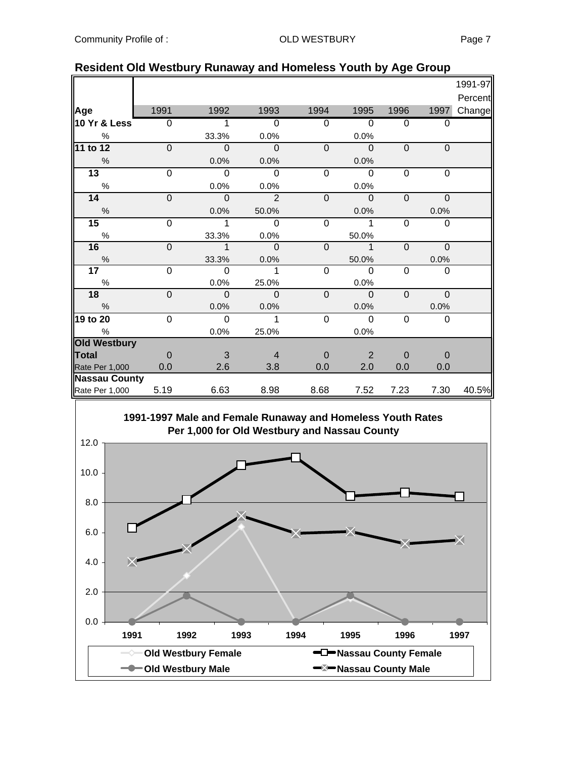## Resident Old Westbury Runaway and Homeless Youth by Age Group

| Age | 1991 | 1992 | 1993 | 1994 | 1995 | 1996 | 1997 | 1991-97 Percent Change |
|---|---|---|---|---|---|---|---|---|
| **10 Yr & Less** | 0 | 1 | 0 | 0 | 0 | 0 | 0 | |
| % | | 33.3% | 0.0% | | 0.0% | | | |
| **11 to 12** | 0 | 0 | 0 | 0 | 0 | 0 | 0 | |
| % | | 0.0% | 0.0% | | 0.0% | | | |
| **13** | 0 | 0 | 0 | 0 | 0 | 0 | 0 | |
| % | | 0.0% | 0.0% | | 0.0% | | | |
| **14** | 0 | 0 | 2 | 0 | 0 | 0 | 0 | |
| % | | 0.0% | 50.0% | | 0.0% | | 0.0% | |
| **15** | 0 | 1 | 0 | 0 | 1 | 0 | 0 | |
| % | | 33.3% | 0.0% | | 50.0% | | | |
| **16** | 0 | 1 | 0 | 0 | 1 | 0 | 0 | |
| % | | 33.3% | 0.0% | | 50.0% | | 0.0% | |
| **17** | 0 | 0 | 1 | 0 | 0 | 0 | 0 | |
| % | | 0.0% | 25.0% | | 0.0% | | | |
| **18** | 0 | 0 | 0 | 0 | 0 | 0 | 0 | |
| % | | 0.0% | 0.0% | | 0.0% | | 0.0% | |
| **19 to 20** | 0 | 0 | 1 | 0 | 0 | 0 | 0 | |
| % | | 0.0% | 25.0% | | 0.0% | | | |
| **Old Westbury Total** | 0 | 3 | 4 | 0 | 2 | 0 | 0 | |
| Rate Per 1,000 | 0.0 | 2.6 | 3.8 | 0.0 | 2.0 | 0.0 | 0.0 | |
| **Nassau County** | | | | | | | | |
| Rate Per 1,000 | 5.19 | 6.63 | 8.98 | 8.68 | 7.52 | 7.23 | 7.30 | 40.5% |

**1991-1997 Male and Female Runaway and Homeless Youth Rates Per 1,000 for Old Westbury and Nassau County**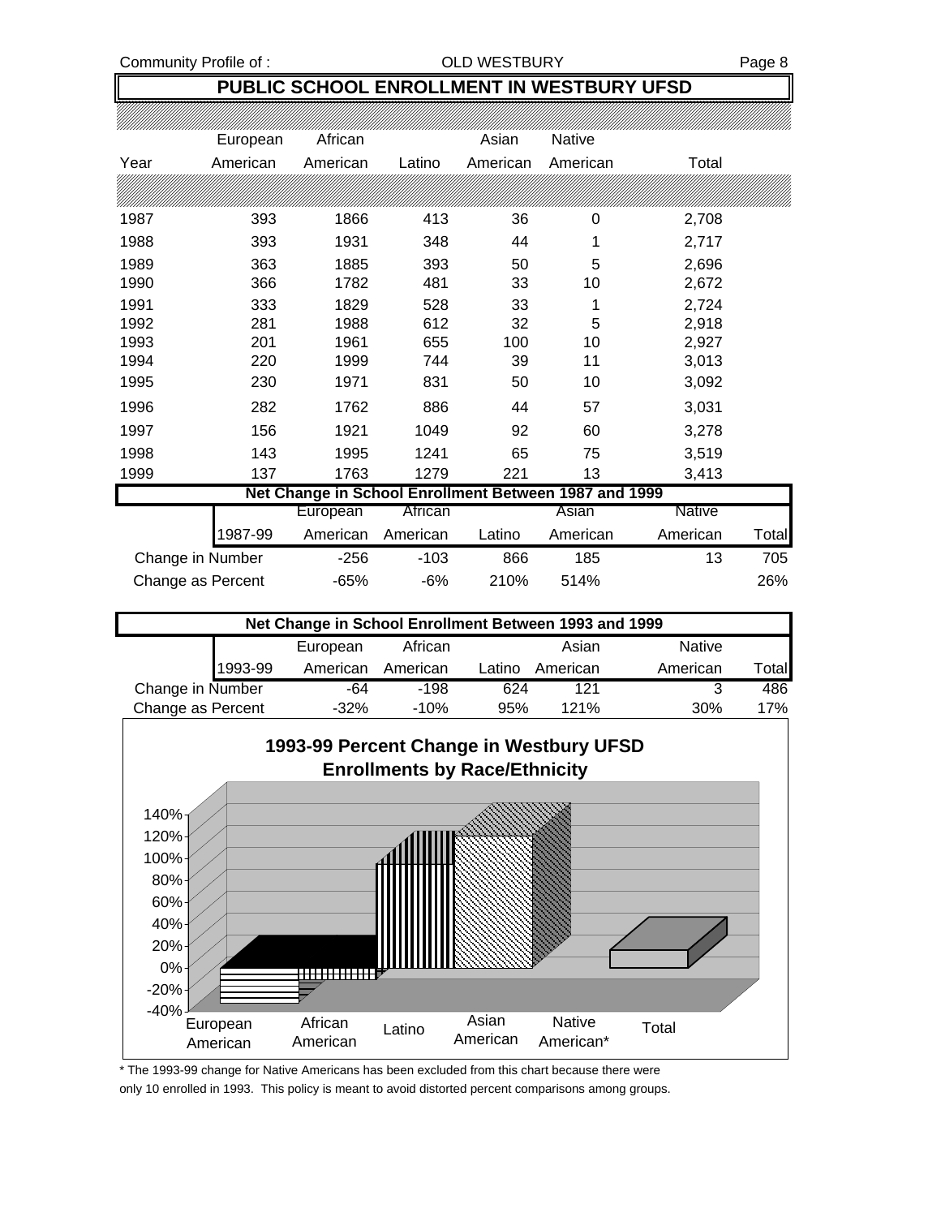## PUBLIC SCHOOL ENROLLMENT IN WESTBURY UFSD

| Year | European American | African American | Latino | Asian American | Native American | Total |
|---|---|---|---|---|---|---|
| 1987 | 393 | 1866 | 413 | 36 | 0 | 2,708 |
| 1988 | 393 | 1931 | 348 | 44 | 1 | 2,717 |
| 1989 | 363 | 1885 | 393 | 50 | 5 | 2,696 |
| 1990 | 366 | 1782 | 481 | 33 | 10 | 2,672 |
| 1991 | 333 | 1829 | 528 | 33 | 1 | 2,724 |
| 1992 | 281 | 1988 | 612 | 32 | 5 | 2,918 |
| 1993 | 201 | 1961 | 655 | 100 | 10 | 2,927 |
| 1994 | 220 | 1999 | 744 | 39 | 11 | 3,013 |
| 1995 | 230 | 1971 | 831 | 50 | 10 | 3,092 |
| 1996 | 282 | 1762 | 886 | 44 | 57 | 3,031 |
| 1997 | 156 | 1921 | 1049 | 92 | 60 | 3,278 |
| 1998 | 143 | 1995 | 1241 | 65 | 75 | 3,519 |
| 1999 | 137 | 1763 | 1279 | 221 | 13 | 3,413 |

### Net Change in School Enrollment Between 1987 and 1999

| 1987-99 | European American | African American | Latino | Asian American | Native American | Total |
|---|---|---|---|---|---|---|
| Change in Number | -256 | -103 | 866 | 185 | 13 | 705 |
| Change as Percent | -65% | -6% | 210% | 514% | | 26% |

### Net Change in School Enrollment Between 1993 and 1999

| 1993-99 | European American | African American | Latino | Asian American | Native American | Total |
|---|---|---|---|---|---|---|
| Change in Number | -64 | -198 | 624 | 121 | 3 | 486 |
| Change as Percent | -32% | -10% | 95% | 121% | 30% | 17% |

### 1993-99 Percent Change in Westbury UFSD Enrollments by Race/Ethnicity

(Chart categories: European American, African American, Latino, Asian American, Native American*, Total; axis from -40% to 140%)

\* The 1993-99 change for Native Americans has been excluded from this chart because there were only 10 enrolled in 1993. This policy is meant to avoid distorted percent comparisons among groups.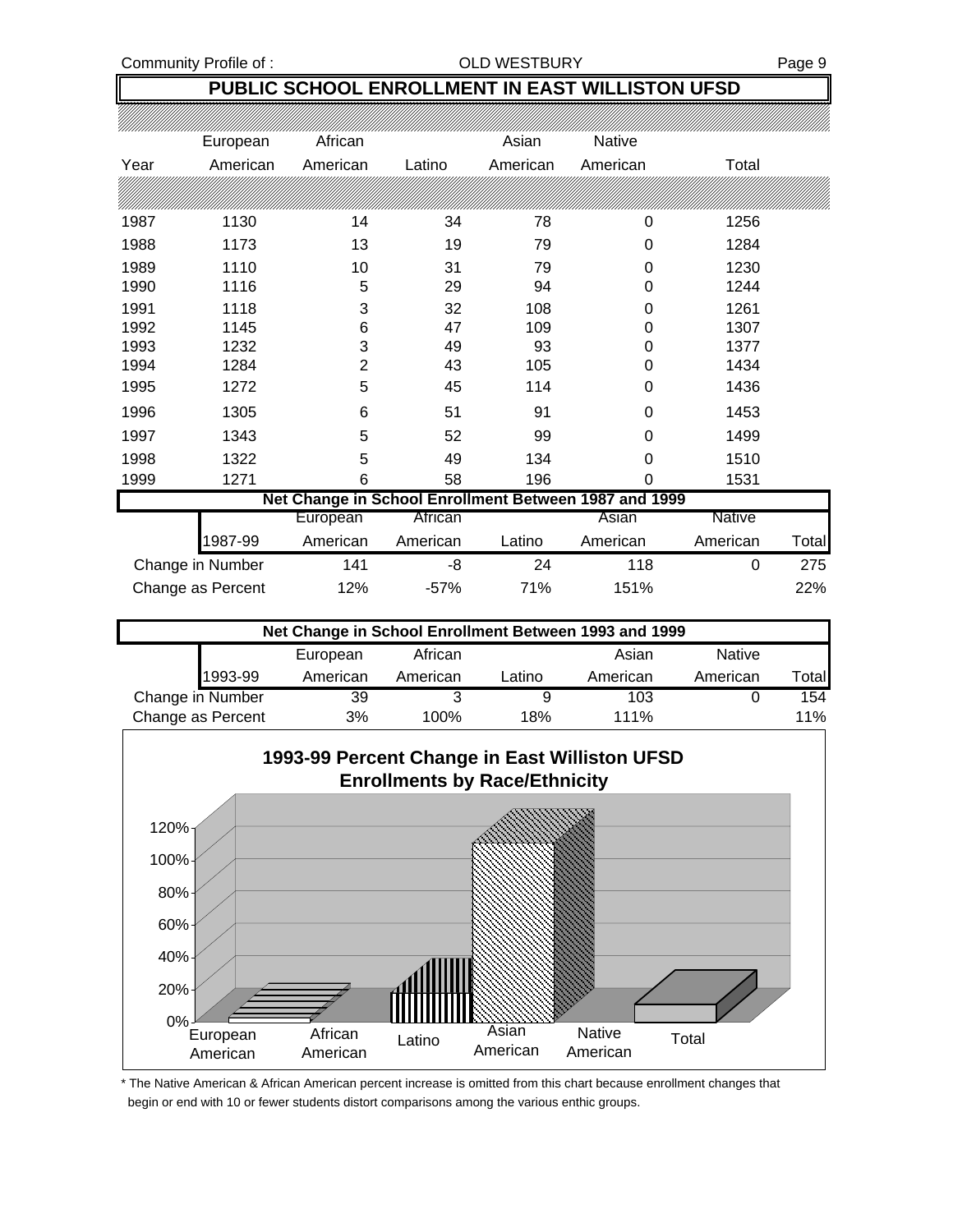## PUBLIC SCHOOL ENROLLMENT IN EAST WILLISTON UFSD

| Year | European American | African American | Latino | Asian American | Native American | Total |
|---|---|---|---|---|---|---|
| 1987 | 1130 | 14 | 34 | 78 | 0 | 1256 |
| 1988 | 1173 | 13 | 19 | 79 | 0 | 1284 |
| 1989 | 1110 | 10 | 31 | 79 | 0 | 1230 |
| 1990 | 1116 | 5 | 29 | 94 | 0 | 1244 |
| 1991 | 1118 | 3 | 32 | 108 | 0 | 1261 |
| 1992 | 1145 | 6 | 47 | 109 | 0 | 1307 |
| 1993 | 1232 | 3 | 49 | 93 | 0 | 1377 |
| 1994 | 1284 | 2 | 43 | 105 | 0 | 1434 |
| 1995 | 1272 | 5 | 45 | 114 | 0 | 1436 |
| 1996 | 1305 | 6 | 51 | 91 | 0 | 1453 |
| 1997 | 1343 | 5 | 52 | 99 | 0 | 1499 |
| 1998 | 1322 | 5 | 49 | 134 | 0 | 1510 |
| 1999 | 1271 | 6 | 58 | 196 | 0 | 1531 |

**Net Change in School Enrollment Between 1987 and 1999**

| 1987-99 | European American | African American | Latino | Asian American | Native American | Total |
|---|---|---|---|---|---|---|
| Change in Number | 141 | -8 | 24 | 118 | 0 | 275 |
| Change as Percent | 12% | -57% | 71% | 151% | | 22% |

**Net Change in School Enrollment Between 1993 and 1999**

| 1993-99 | European American | African American | Latino | Asian American | Native American | Total |
|---|---|---|---|---|---|---|
| Change in Number | 39 | 3 | 9 | 103 | 0 | 154 |
| Change as Percent | 3% | 100% | 18% | 111% | | 11% |

**1993-99 Percent Change in East Williston UFSD Enrollments by Race/Ethnicity**

| | European American | African American | Latino | Asian American | Native American | Total |
|---|---|---|---|---|---|---|
| Percent Change | 3% | | 18% | 111% | | 11% |

\* The Native American & African American percent increase is omitted from this chart because enrollment changes that begin or end with 10 or fewer students distort comparisons among the various enthic groups.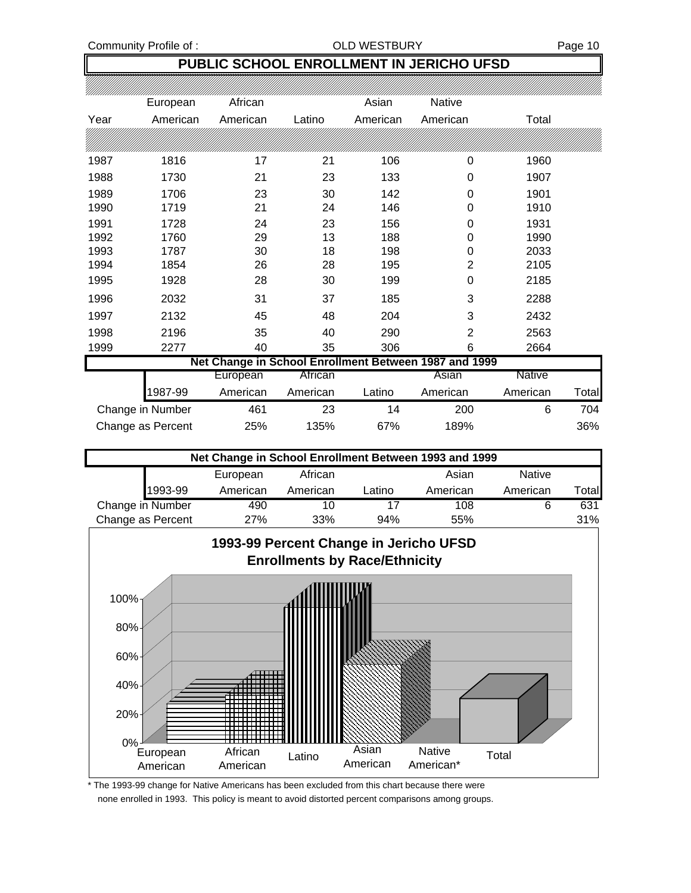## PUBLIC SCHOOL ENROLLMENT IN JERICHO UFSD

| Year | European American | African American | Latino | Asian American | Native American | Total |
|---|---|---|---|---|---|---|
| 1987 | 1816 | 17 | 21 | 106 | 0 | 1960 |
| 1988 | 1730 | 21 | 23 | 133 | 0 | 1907 |
| 1989 | 1706 | 23 | 30 | 142 | 0 | 1901 |
| 1990 | 1719 | 21 | 24 | 146 | 0 | 1910 |
| 1991 | 1728 | 24 | 23 | 156 | 0 | 1931 |
| 1992 | 1760 | 29 | 13 | 188 | 0 | 1990 |
| 1993 | 1787 | 30 | 18 | 198 | 0 | 2033 |
| 1994 | 1854 | 26 | 28 | 195 | 2 | 2105 |
| 1995 | 1928 | 28 | 30 | 199 | 0 | 2185 |
| 1996 | 2032 | 31 | 37 | 185 | 3 | 2288 |
| 1997 | 2132 | 45 | 48 | 204 | 3 | 2432 |
| 1998 | 2196 | 35 | 40 | 290 | 2 | 2563 |
| 1999 | 2277 | 40 | 35 | 306 | 6 | 2664 |

**Net Change in School Enrollment Between 1987 and 1999**

| 1987-99 | European American | African American | Latino | Asian American | Native American | Total |
|---|---|---|---|---|---|---|
| Change in Number | 461 | 23 | 14 | 200 | 6 | 704 |
| Change as Percent | 25% | 135% | 67% | 189% | | 36% |

**Net Change in School Enrollment Between 1993 and 1999**

| 1993-99 | European American | African American | Latino | Asian American | Native American | Total |
|---|---|---|---|---|---|---|
| Change in Number | 490 | 10 | 17 | 108 | 6 | 631 |
| Change as Percent | 27% | 33% | 94% | 55% | | 31% |

**1993-99 Percent Change in Jericho UFSD Enrollments by Race/Ethnicity**

European American, African American, Latino, Asian American, Native American*, Total

\* The 1993-99 change for Native Americans has been excluded from this chart because there were none enrolled in 1993. This policy is meant to avoid distorted percent comparisons among groups.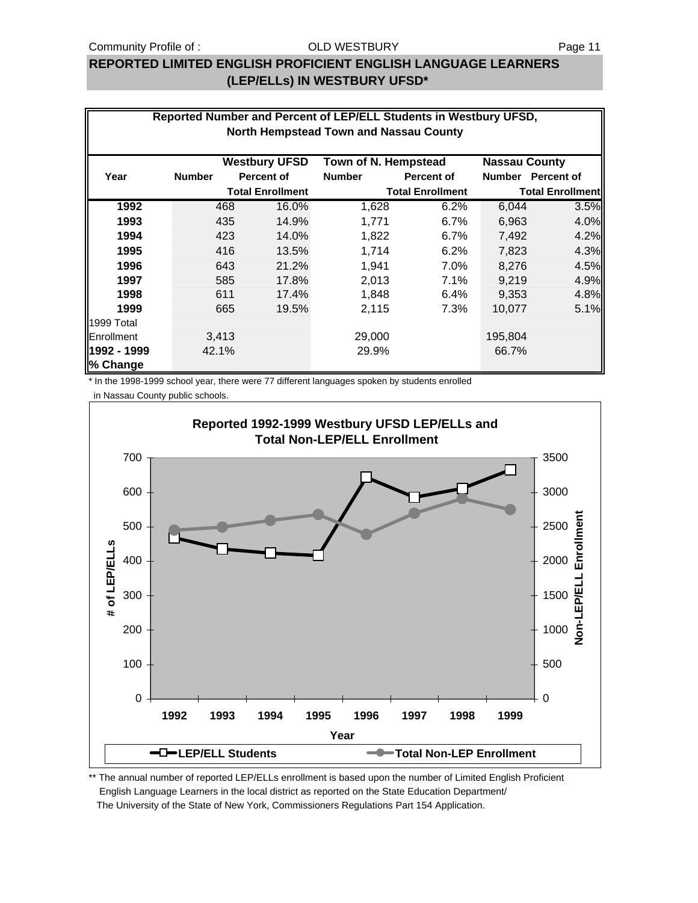## REPORTED LIMITED ENGLISH PROFICIENT ENGLISH LANGUAGE LEARNERS (LEP/ELLs) IN WESTBURY UFSD*

**Reported Number and Percent of LEP/ELL Students in Westbury UFSD, North Hempstead Town and Nassau County**

| Year | Westbury UFSD | | Town of N. Hempstead | | Nassau County | |
|---|---|---|---|---|---|---|
| | Number | Percent of Total Enrollment | Number | Percent of Total Enrollment | Number | Percent of Total Enrollment |
| **1992** | 468 | 16.0% | 1,628 | 6.2% | 6,044 | 3.5% |
| **1993** | 435 | 14.9% | 1,771 | 6.7% | 6,963 | 4.0% |
| **1994** | 423 | 14.0% | 1,822 | 6.7% | 7,492 | 4.2% |
| **1995** | 416 | 13.5% | 1,714 | 6.2% | 7,823 | 4.3% |
| **1996** | 643 | 21.2% | 1,941 | 7.0% | 8,276 | 4.5% |
| **1997** | 585 | 17.8% | 2,013 | 7.1% | 9,219 | 4.9% |
| **1998** | 611 | 17.4% | 1,848 | 6.4% | 9,353 | 4.8% |
| **1999** | 665 | 19.5% | 2,115 | 7.3% | 10,077 | 5.1% |
| 1999 Total Enrollment | 3,413 | | 29,000 | | 195,804 | |
| **1992 - 1999 % Change** | 42.1% | | 29.9% | | 66.7% | |

* In the 1998-1999 school year, there were 77 different languages spoken by students enrolled in Nassau County public schools.

**Reported 1992-1999 Westbury UFSD LEP/ELLs and Total Non-LEP/ELL Enrollment**

** The annual number of reported LEP/ELLs enrollment is based upon the number of Limited English Proficient English Language Learners in the local district as reported on the State Education Department/ The University of the State of New York, Commissioners Regulations Part 154 Application.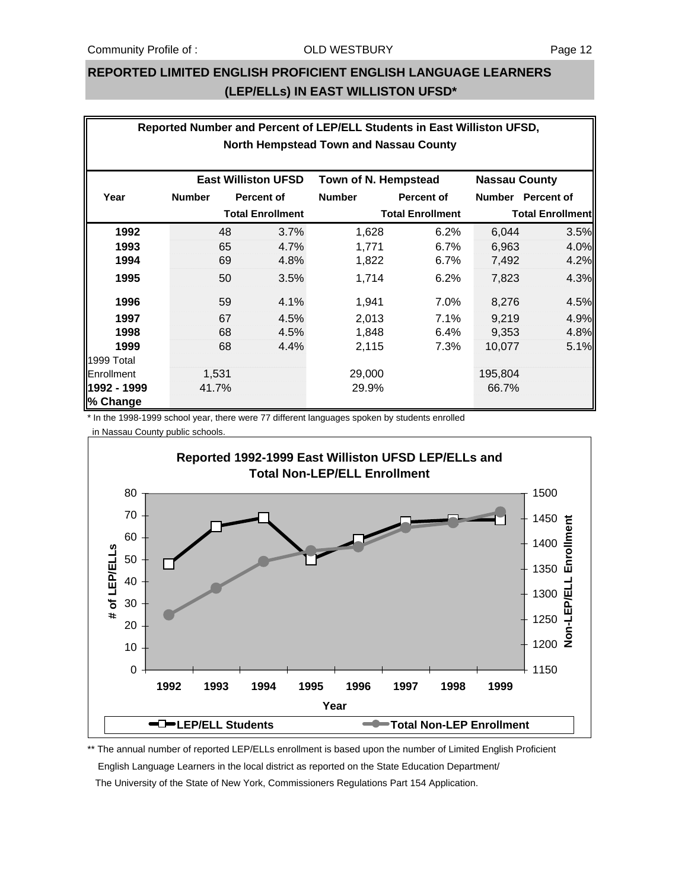## REPORTED LIMITED ENGLISH PROFICIENT ENGLISH LANGUAGE LEARNERS (LEP/ELLs) IN EAST WILLISTON UFSD*

**Reported Number and Percent of LEP/ELL Students in East Williston UFSD, North Hempstead Town and Nassau County**

| Year | East Williston UFSD | | Town of N. Hempstead | | Nassau County | |
|---|---|---|---|---|---|---|
| | Number | Percent of Total Enrollment | Number | Percent of Total Enrollment | Number | Percent of Total Enrollment |
| **1992** | 48 | 3.7% | 1,628 | 6.2% | 6,044 | 3.5% |
| **1993** | 65 | 4.7% | 1,771 | 6.7% | 6,963 | 4.0% |
| **1994** | 69 | 4.8% | 1,822 | 6.7% | 7,492 | 4.2% |
| **1995** | 50 | 3.5% | 1,714 | 6.2% | 7,823 | 4.3% |
| **1996** | 59 | 4.1% | 1,941 | 7.0% | 8,276 | 4.5% |
| **1997** | 67 | 4.5% | 2,013 | 7.1% | 9,219 | 4.9% |
| **1998** | 68 | 4.5% | 1,848 | 6.4% | 9,353 | 4.8% |
| **1999** | 68 | 4.4% | 2,115 | 7.3% | 10,077 | 5.1% |
| 1999 Total Enrollment | 1,531 | | 29,000 | | 195,804 | |
| **1992 - 1999 % Change** | 41.7% | | 29.9% | | 66.7% | |

\* In the 1998-1999 school year, there were 77 different languages spoken by students enrolled in Nassau County public schools.

**Reported 1992-1999 East Williston UFSD LEP/ELLs and Total Non-LEP/ELL Enrollment**

\*\* The annual number of reported LEP/ELLs enrollment is based upon the number of Limited English Proficient English Language Learners in the local district as reported on the State Education Department/ The University of the State of New York, Commissioners Regulations Part 154 Application.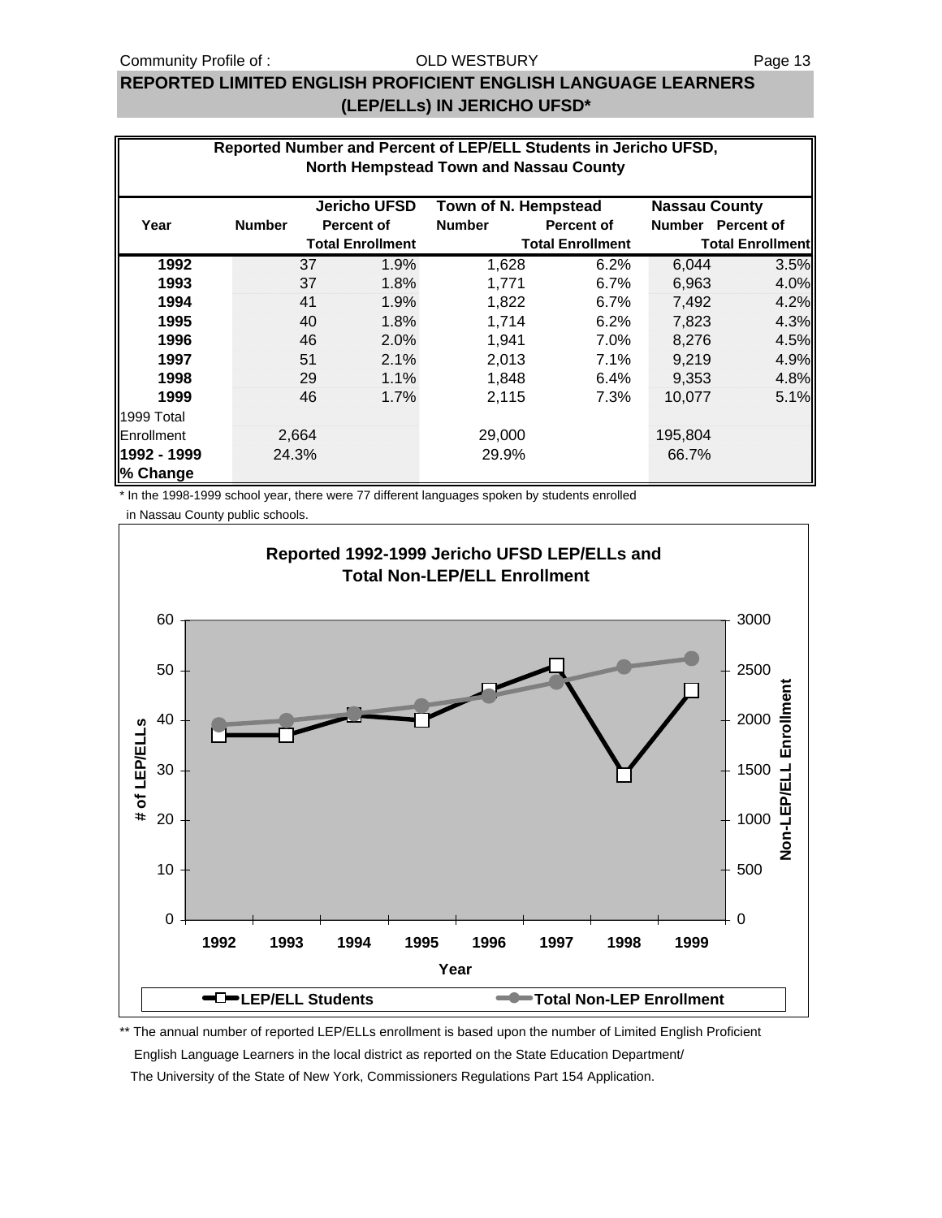# REPORTED LIMITED ENGLISH PROFICIENT ENGLISH LANGUAGE LEARNERS (LEP/ELLs) IN JERICHO UFSD*

**Reported Number and Percent of LEP/ELL Students in Jericho UFSD, North Hempstead Town and Nassau County**

| Year | Jericho UFSD Number | Jericho UFSD Percent of Total Enrollment | Town of N. Hempstead Number | Town of N. Hempstead Percent of Total Enrollment | Nassau County Number | Nassau County Percent of Total Enrollment |
|---|---|---|---|---|---|---|
| **1992** | 37 | 1.9% | 1,628 | 6.2% | 6,044 | 3.5% |
| **1993** | 37 | 1.8% | 1,771 | 6.7% | 6,963 | 4.0% |
| **1994** | 41 | 1.9% | 1,822 | 6.7% | 7,492 | 4.2% |
| **1995** | 40 | 1.8% | 1,714 | 6.2% | 7,823 | 4.3% |
| **1996** | 46 | 2.0% | 1,941 | 7.0% | 8,276 | 4.5% |
| **1997** | 51 | 2.1% | 2,013 | 7.1% | 9,219 | 4.9% |
| **1998** | 29 | 1.1% | 1,848 | 6.4% | 9,353 | 4.8% |
| **1999** | 46 | 1.7% | 2,115 | 7.3% | 10,077 | 5.1% |
| 1999 Total Enrollment | 2,664 | | 29,000 | | 195,804 | |
| **1992 - 1999 % Change** | 24.3% | | 29.9% | | 66.7% | |

\* In the 1998-1999 school year, there were 77 different languages spoken by students enrolled in Nassau County public schools.

**Reported 1992-1999 Jericho UFSD LEP/ELLs and Total Non-LEP/ELL Enrollment**

| Year | LEP/ELL Students |
|---|---|
| 1992 | 37 |
| 1993 | 37 |
| 1994 | 41 |
| 1995 | 40 |
| 1996 | 46 |
| 1997 | 51 |
| 1998 | 29 |
| 1999 | 46 |

Legend: LEP/ELL Students; Total Non-LEP Enrollment

\*\* The annual number of reported LEP/ELLs enrollment is based upon the number of Limited English Proficient English Language Learners in the local district as reported on the State Education Department/ The University of the State of New York, Commissioners Regulations Part 154 Application.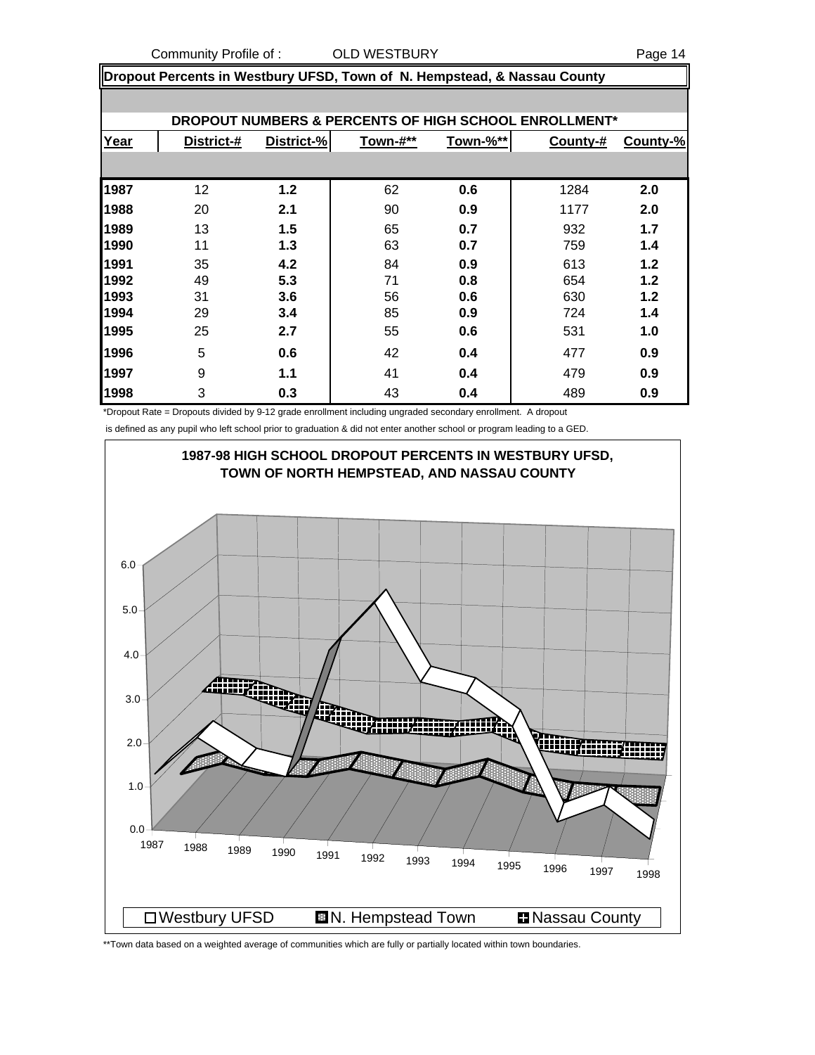## Dropout Percents in Westbury UFSD, Town of N. Hempstead, & Nassau County

### DROPOUT NUMBERS & PERCENTS OF HIGH SCHOOL ENROLLMENT*

| Year | District-# | District-% | Town-#** | Town-%** | County-# | County-% |
|---|---|---|---|---|---|---|
| 1987 | 12 | **1.2** | 62 | **0.6** | 1284 | **2.0** |
| 1988 | 20 | **2.1** | 90 | **0.9** | 1177 | **2.0** |
| 1989 | 13 | **1.5** | 65 | **0.7** | 932 | **1.7** |
| 1990 | 11 | **1.3** | 63 | **0.7** | 759 | **1.4** |
| 1991 | 35 | **4.2** | 84 | **0.9** | 613 | **1.2** |
| 1992 | 49 | **5.3** | 71 | **0.8** | 654 | **1.2** |
| 1993 | 31 | **3.6** | 56 | **0.6** | 630 | **1.2** |
| 1994 | 29 | **3.4** | 85 | **0.9** | 724 | **1.4** |
| 1995 | 25 | **2.7** | 55 | **0.6** | 531 | **1.0** |
| 1996 | 5 | **0.6** | 42 | **0.4** | 477 | **0.9** |
| 1997 | 9 | **1.1** | 41 | **0.4** | 479 | **0.9** |
| 1998 | 3 | **0.3** | 43 | **0.4** | 489 | **0.9** |

*Dropout Rate = Dropouts divided by 9-12 grade enrollment including ungraded secondary enrollment. A dropout is defined as any pupil who left school prior to graduation & did not enter another school or program leading to a GED.

**1987-98 HIGH SCHOOL DROPOUT PERCENTS IN WESTBURY UFSD, TOWN OF NORTH HEMPSTEAD, AND NASSAU COUNTY**

Legend: Westbury UFSD; N. Hempstead Town; Nassau County

**Town data based on a weighted average of communities which are fully or partially located within town boundaries.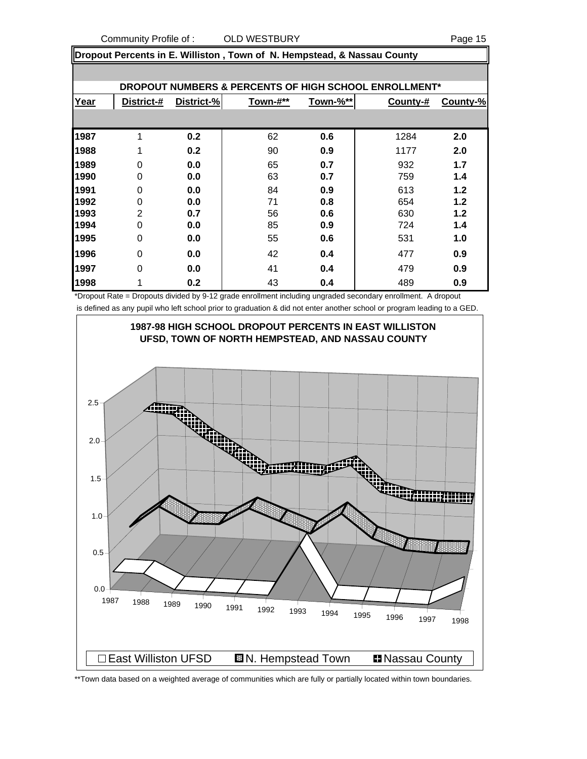## Dropout Percents in E. Williston , Town of N. Hempstead, & Nassau County

### DROPOUT NUMBERS & PERCENTS OF HIGH SCHOOL ENROLLMENT*

| Year | District-# | District-% | Town-#** | Town-%** | County-# | County-% |
|---|---|---|---|---|---|---|
| 1987 | 1 | **0.2** | 62 | **0.6** | 1284 | **2.0** |
| 1988 | 1 | **0.2** | 90 | **0.9** | 1177 | **2.0** |
| 1989 | 0 | **0.0** | 65 | **0.7** | 932 | **1.7** |
| 1990 | 0 | **0.0** | 63 | **0.7** | 759 | **1.4** |
| 1991 | 0 | **0.0** | 84 | **0.9** | 613 | **1.2** |
| 1992 | 0 | **0.0** | 71 | **0.8** | 654 | **1.2** |
| 1993 | 2 | **0.7** | 56 | **0.6** | 630 | **1.2** |
| 1994 | 0 | **0.0** | 85 | **0.9** | 724 | **1.4** |
| 1995 | 0 | **0.0** | 55 | **0.6** | 531 | **1.0** |
| 1996 | 0 | **0.0** | 42 | **0.4** | 477 | **0.9** |
| 1997 | 0 | **0.0** | 41 | **0.4** | 479 | **0.9** |
| 1998 | 1 | **0.2** | 43 | **0.4** | 489 | **0.9** |

*Dropout Rate = Dropouts divided by 9-12 grade enrollment including ungraded secondary enrollment. A dropout is defined as any pupil who left school prior to graduation & did not enter another school or program leading to a GED.

**1987-98 HIGH SCHOOL DROPOUT PERCENTS IN EAST WILLISTON UFSD, TOWN OF NORTH HEMPSTEAD, AND NASSAU COUNTY**

□ East Williston UFSD ■ N. Hempstead Town ■ Nassau County

**Town data based on a weighted average of communities which are fully or partially located within town boundaries.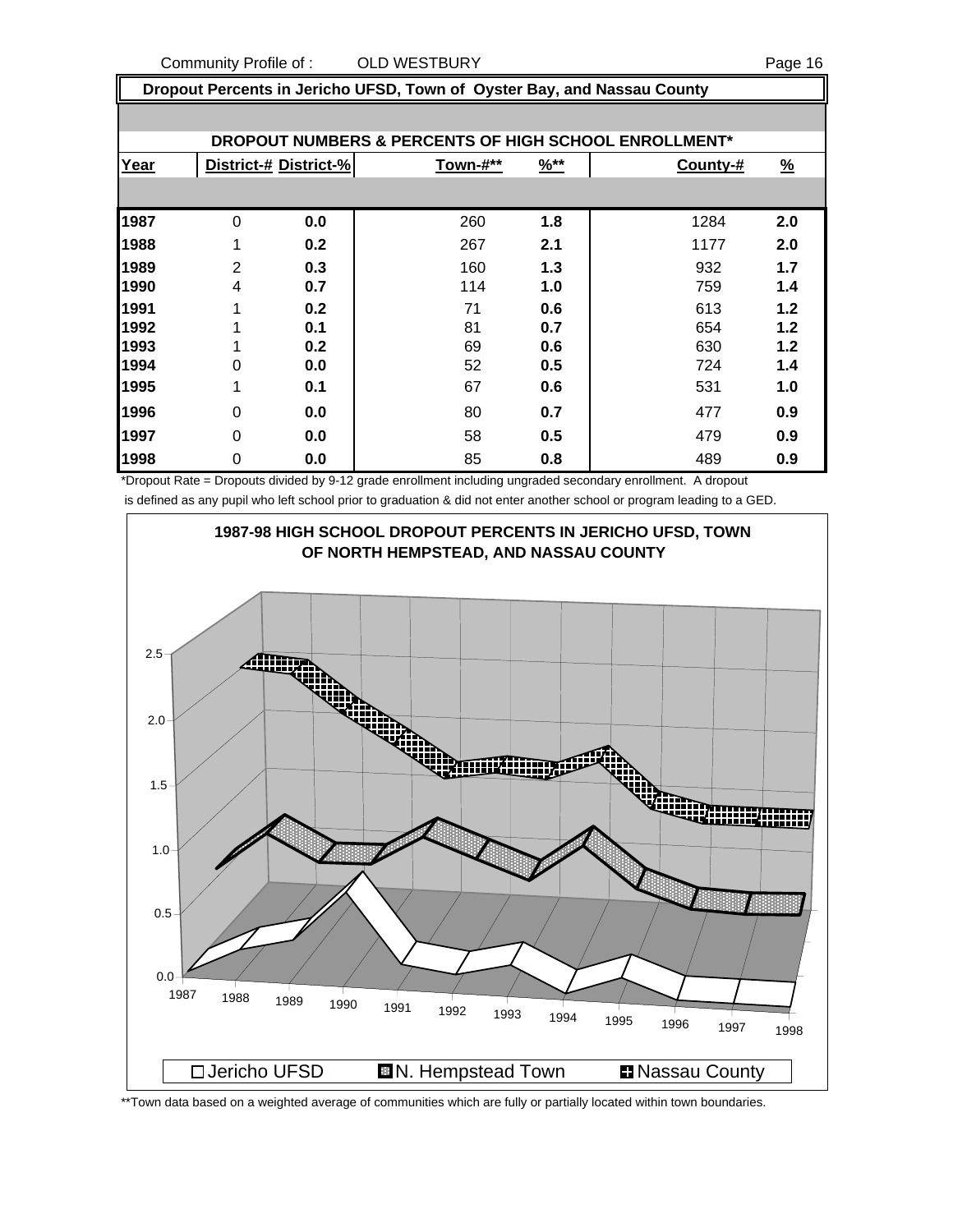Community Profile of : OLD WESTBURY

## Dropout Percents in Jericho UFSD, Town of Oyster Bay, and Nassau County

**DROPOUT NUMBERS & PERCENTS OF HIGH SCHOOL ENROLLMENT***

| Year | District-# | District-% | Town-#** | %** | County-# | % |
|---|---|---|---|---|---|---|
| 1987 | 0 | 0.0 | 260 | 1.8 | 1284 | 2.0 |
| 1988 | 1 | 0.2 | 267 | 2.1 | 1177 | 2.0 |
| 1989 | 2 | 0.3 | 160 | 1.3 | 932 | 1.7 |
| 1990 | 4 | 0.7 | 114 | 1.0 | 759 | 1.4 |
| 1991 | 1 | 0.2 | 71 | 0.6 | 613 | 1.2 |
| 1992 | 1 | 0.1 | 81 | 0.7 | 654 | 1.2 |
| 1993 | 1 | 0.2 | 69 | 0.6 | 630 | 1.2 |
| 1994 | 0 | 0.0 | 52 | 0.5 | 724 | 1.4 |
| 1995 | 1 | 0.1 | 67 | 0.6 | 531 | 1.0 |
| 1996 | 0 | 0.0 | 80 | 0.7 | 477 | 0.9 |
| 1997 | 0 | 0.0 | 58 | 0.5 | 479 | 0.9 |
| 1998 | 0 | 0.0 | 85 | 0.8 | 489 | 0.9 |

*Dropout Rate = Dropouts divided by 9-12 grade enrollment including ungraded secondary enrollment. A dropout is defined as any pupil who left school prior to graduation & did not enter another school or program leading to a GED.

**1987-98 HIGH SCHOOL DROPOUT PERCENTS IN JERICHO UFSD, TOWN OF NORTH HEMPSTEAD, AND NASSAU COUNTY**

Legend: Jericho UFSD, N. Hempstead Town, Nassau County

**Town data based on a weighted average of communities which are fully or partially located within town boundaries.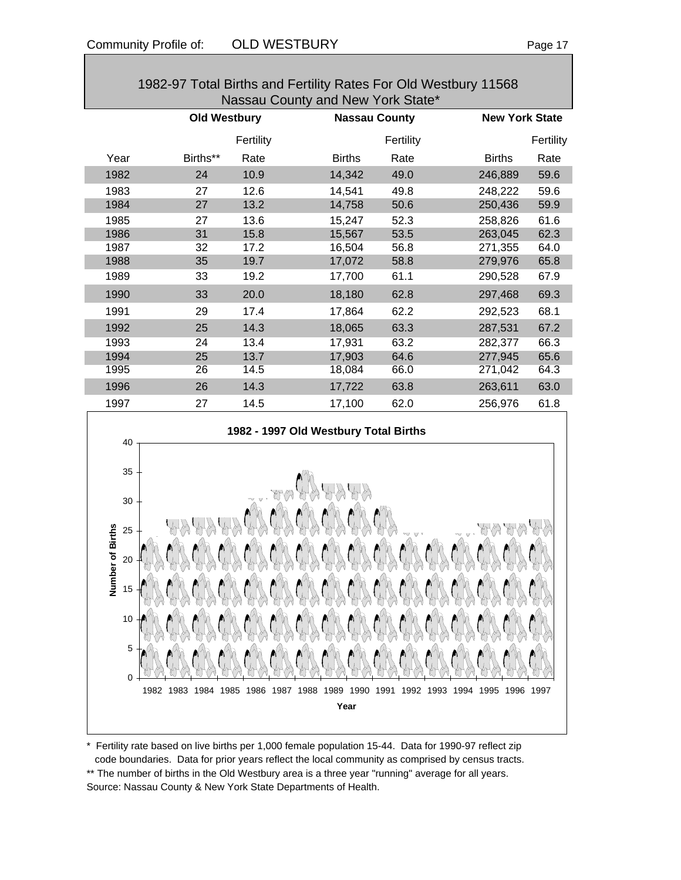## 1982-97 Total Births and Fertility Rates For Old Westbury 11568 Nassau County and New York State*

| | Old Westbury | | Nassau County | | New York State | |
|---|---|---|---|---|---|---|
| Year | Births** | Fertility Rate | Births | Fertility Rate | Births | Fertility Rate |
| 1982 | 24 | 10.9 | 14,342 | 49.0 | 246,889 | 59.6 |
| 1983 | 27 | 12.6 | 14,541 | 49.8 | 248,222 | 59.6 |
| 1984 | 27 | 13.2 | 14,758 | 50.6 | 250,436 | 59.9 |
| 1985 | 27 | 13.6 | 15,247 | 52.3 | 258,826 | 61.6 |
| 1986 | 31 | 15.8 | 15,567 | 53.5 | 263,045 | 62.3 |
| 1987 | 32 | 17.2 | 16,504 | 56.8 | 271,355 | 64.0 |
| 1988 | 35 | 19.7 | 17,072 | 58.8 | 279,976 | 65.8 |
| 1989 | 33 | 19.2 | 17,700 | 61.1 | 290,528 | 67.9 |
| 1990 | 33 | 20.0 | 18,180 | 62.8 | 297,468 | 69.3 |
| 1991 | 29 | 17.4 | 17,864 | 62.2 | 292,523 | 68.1 |
| 1992 | 25 | 14.3 | 18,065 | 63.3 | 287,531 | 67.2 |
| 1993 | 24 | 13.4 | 17,931 | 63.2 | 282,377 | 66.3 |
| 1994 | 25 | 13.7 | 17,903 | 64.6 | 277,945 | 65.6 |
| 1995 | 26 | 14.5 | 18,084 | 66.0 | 271,042 | 64.3 |
| 1996 | 26 | 14.3 | 17,722 | 63.8 | 263,611 | 63.0 |
| 1997 | 27 | 14.5 | 17,100 | 62.0 | 256,976 | 61.8 |

**1982 - 1997 Old Westbury Total Births**

\* Fertility rate based on live births per 1,000 female population 15-44. Data for 1990-97 reflect zip code boundaries. Data for prior years reflect the local community as comprised by census tracts.

\*\* The number of births in the Old Westbury area is a three year "running" average for all years.

Source: Nassau County & New York State Departments of Health.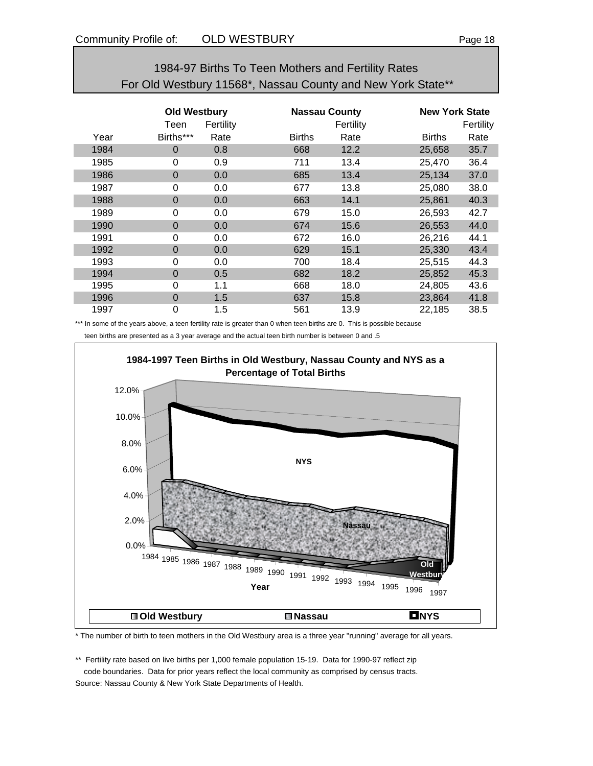## 1984-97 Births To Teen Mothers and Fertility Rates For Old Westbury 11568*, Nassau County and New York State**

| | Old Westbury | | Nassau County | | New York State | |
|---|---|---|---|---|---|---|
| | Teen | Fertility | | Fertility | | Fertility |
| Year | Births*** | Rate | Births | Rate | Births | Rate |
| 1984 | 0 | 0.8 | 668 | 12.2 | 25,658 | 35.7 |
| 1985 | 0 | 0.9 | 711 | 13.4 | 25,470 | 36.4 |
| 1986 | 0 | 0.0 | 685 | 13.4 | 25,134 | 37.0 |
| 1987 | 0 | 0.0 | 677 | 13.8 | 25,080 | 38.0 |
| 1988 | 0 | 0.0 | 663 | 14.1 | 25,861 | 40.3 |
| 1989 | 0 | 0.0 | 679 | 15.0 | 26,593 | 42.7 |
| 1990 | 0 | 0.0 | 674 | 15.6 | 26,553 | 44.0 |
| 1991 | 0 | 0.0 | 672 | 16.0 | 26,216 | 44.1 |
| 1992 | 0 | 0.0 | 629 | 15.1 | 25,330 | 43.4 |
| 1993 | 0 | 0.0 | 700 | 18.4 | 25,515 | 44.3 |
| 1994 | 0 | 0.5 | 682 | 18.2 | 25,852 | 45.3 |
| 1995 | 0 | 1.1 | 668 | 18.0 | 24,805 | 43.6 |
| 1996 | 0 | 1.5 | 637 | 15.8 | 23,864 | 41.8 |
| 1997 | 0 | 1.5 | 561 | 13.9 | 22,185 | 38.5 |

*** In some of the years above, a teen fertility rate is greater than 0 when teen births are 0. This is possible because teen births are presented as a 3 year average and the actual teen birth number is between 0 and .5

**1984-1997 Teen Births in Old Westbury, Nassau County and NYS as a Percentage of Total Births**

* The number of birth to teen mothers in the Old Westbury area is a three year "running" average for all years.

** Fertility rate based on live births per 1,000 female population 15-19. Data for 1990-97 reflect zip code boundaries. Data for prior years reflect the local community as comprised by census tracts.

Source: Nassau County & New York State Departments of Health.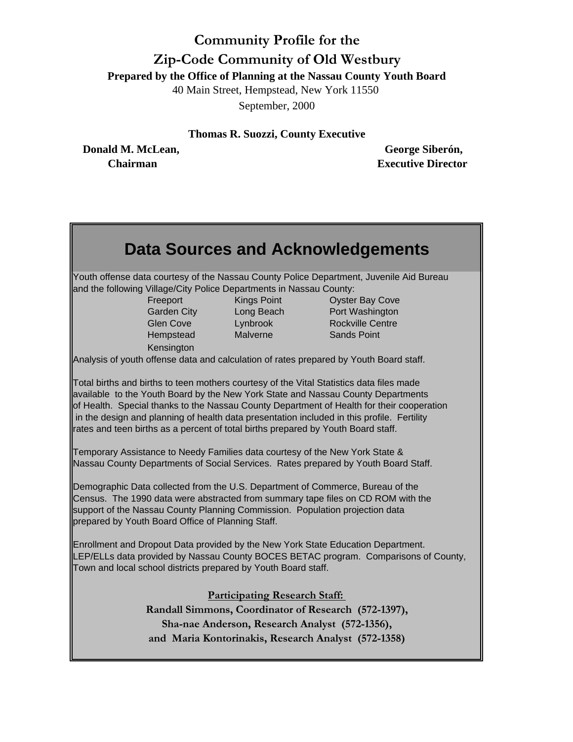# Community Profile for the

# Zip-Code Community of Old Westbury

**Prepared by the Office of Planning at the Nassau County Youth Board**

40 Main Street, Hempstead, New York 11550

September, 2000

**Thomas R. Suozzi, County Executive**

**Donald M. McLean, Chairman**

**George Siberón, Executive Director**

## Data Sources and Acknowledgements

Youth offense data courtesy of the Nassau County Police Department, Juvenile Aid Bureau and the following Village/City Police Departments in Nassau County:

| | | |
|---|---|---|
| Freeport | Kings Point | Oyster Bay Cove |
| Garden City | Long Beach | Port Washington |
| Glen Cove | Lynbrook | Rockville Centre |
| Hempstead | Malverne | Sands Point |
| Kensington | | |

Analysis of youth offense data and calculation of rates prepared by Youth Board staff.

Total births and births to teen mothers courtesy of the Vital Statistics data files made available to the Youth Board by the New York State and Nassau County Departments of Health. Special thanks to the Nassau County Department of Health for their cooperation in the design and planning of health data presentation included in this profile. Fertility rates and teen births as a percent of total births prepared by Youth Board staff.

Temporary Assistance to Needy Families data courtesy of the New York State & Nassau County Departments of Social Services. Rates prepared by Youth Board Staff.

Demographic Data collected from the U.S. Department of Commerce, Bureau of the Census. The 1990 data were abstracted from summary tape files on CD ROM with the support of the Nassau County Planning Commission. Population projection data prepared by Youth Board Office of Planning Staff.

Enrollment and Dropout Data provided by the New York State Education Department. LEP/ELLs data provided by Nassau County BOCES BETAC program. Comparisons of County, Town and local school districts prepared by Youth Board staff.

**Participating Research Staff:**

**Randall Simmons, Coordinator of Research (572-1397),**

**Sha-nae Anderson, Research Analyst (572-1356),**

**and Maria Kontorinakis, Research Analyst (572-1358)**